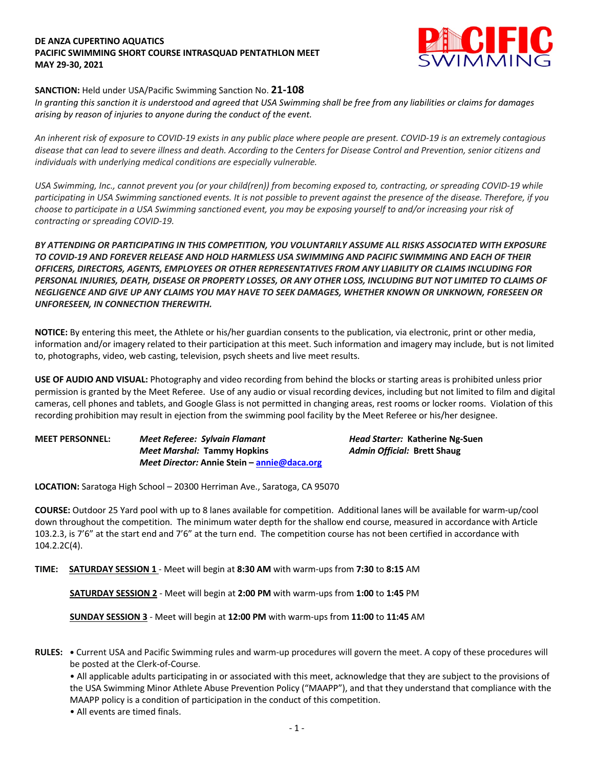**DE ANZA CUPERTINO AQUATICS**
**PACIFIC SWIMMING SHORT COURSE INTRASQUAD PENTATHLON MEET**
**MAY 29-30, 2021**

**SANCTION:** Held under USA/Pacific Swimming Sanction No. **21-108**
*In granting this sanction it is understood and agreed that USA Swimming shall be free from any liabilities or claims for damages arising by reason of injuries to anyone during the conduct of the event.*

*An inherent risk of exposure to COVID-19 exists in any public place where people are present. COVID-19 is an extremely contagious disease that can lead to severe illness and death. According to the Centers for Disease Control and Prevention, senior citizens and individuals with underlying medical conditions are especially vulnerable.*

*USA Swimming, Inc., cannot prevent you (or your child(ren)) from becoming exposed to, contracting, or spreading COVID-19 while participating in USA Swimming sanctioned events. It is not possible to prevent against the presence of the disease. Therefore, if you choose to participate in a USA Swimming sanctioned event, you may be exposing yourself to and/or increasing your risk of contracting or spreading COVID-19.*

***BY ATTENDING OR PARTICIPATING IN THIS COMPETITION, YOU VOLUNTARILY ASSUME ALL RISKS ASSOCIATED WITH EXPOSURE TO COVID-19 AND FOREVER RELEASE AND HOLD HARMLESS USA SWIMMING AND PACIFIC SWIMMING AND EACH OF THEIR OFFICERS, DIRECTORS, AGENTS, EMPLOYEES OR OTHER REPRESENTATIVES FROM ANY LIABILITY OR CLAIMS INCLUDING FOR PERSONAL INJURIES, DEATH, DISEASE OR PROPERTY LOSSES, OR ANY OTHER LOSS, INCLUDING BUT NOT LIMITED TO CLAIMS OF NEGLIGENCE AND GIVE UP ANY CLAIMS YOU MAY HAVE TO SEEK DAMAGES, WHETHER KNOWN OR UNKNOWN, FORESEEN OR UNFORESEEN, IN CONNECTION THEREWITH.***

**NOTICE:** By entering this meet, the Athlete or his/her guardian consents to the publication, via electronic, print or other media, information and/or imagery related to their participation at this meet. Such information and imagery may include, but is not limited to, photographs, video, web casting, television, psych sheets and live meet results.

**USE OF AUDIO AND VISUAL:** Photography and video recording from behind the blocks or starting areas is prohibited unless prior permission is granted by the Meet Referee. Use of any audio or visual recording devices, including but not limited to film and digital cameras, cell phones and tablets, and Google Glass is not permitted in changing areas, rest rooms or locker rooms. Violation of this recording prohibition may result in ejection from the swimming pool facility by the Meet Referee or his/her designee.

**MEET PERSONNEL:**
*Meet Referee:* ***Sylvain Flamant***
*Meet Marshal:* **Tammy Hopkins**
*Meet Director:* **Annie Stein – annie@daca.org**
*Head Starter:* **Katherine Ng-Suen**
*Admin Official:* **Brett Shaug**

**LOCATION:** Saratoga High School – 20300 Herriman Ave., Saratoga, CA 95070

**COURSE:** Outdoor 25 Yard pool with up to 8 lanes available for competition. Additional lanes will be available for warm-up/cool down throughout the competition. The minimum water depth for the shallow end course, measured in accordance with Article 103.2.3, is 7'6" at the start end and 7'6" at the turn end. The competition course has not been certified in accordance with 104.2.2C(4).

**TIME:** **SATURDAY SESSION 1** - Meet will begin at **8:30 AM** with warm-ups from **7:30** to **8:15** AM

**SATURDAY SESSION 2** - Meet will begin at **2:00 PM** with warm-ups from **1:00** to **1:45** PM

**SUNDAY SESSION 3** - Meet will begin at **12:00 PM** with warm-ups from **11:00** to **11:45** AM

**RULES:**
- Current USA and Pacific Swimming rules and warm-up procedures will govern the meet. A copy of these procedures will be posted at the Clerk-of-Course.
- All applicable adults participating in or associated with this meet, acknowledge that they are subject to the provisions of the USA Swimming Minor Athlete Abuse Prevention Policy ("MAAPP"), and that they understand that compliance with the MAAPP policy is a condition of participation in the conduct of this competition.
- All events are timed finals.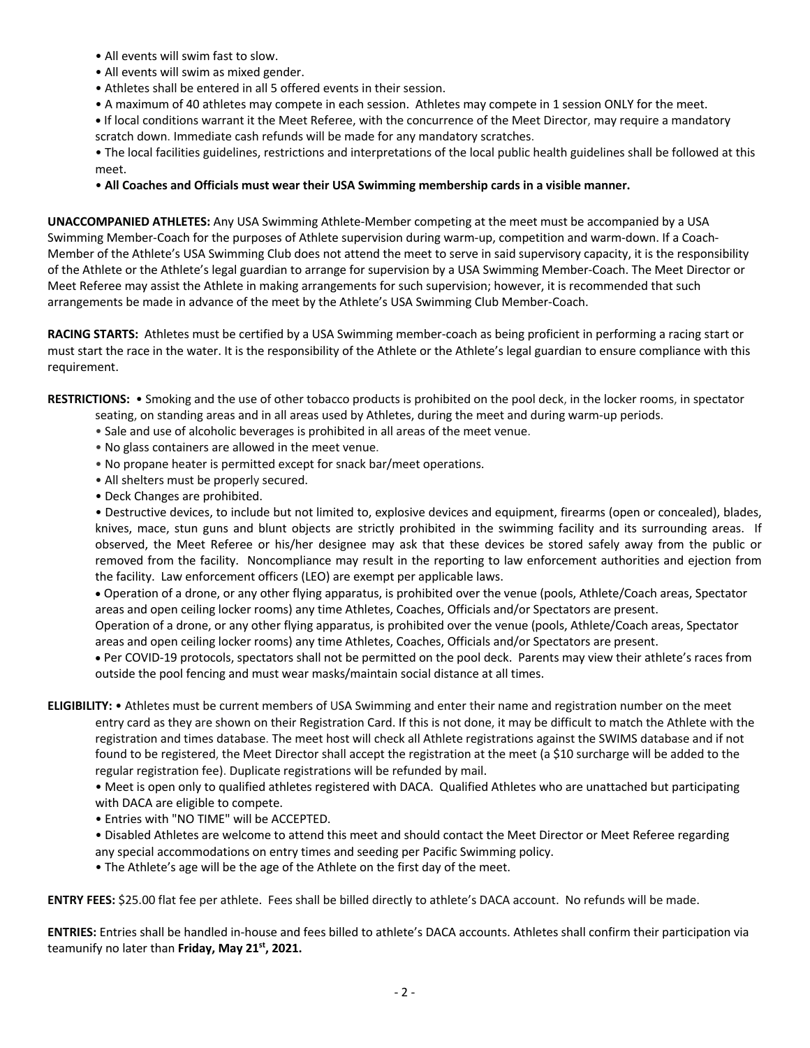- All events will swim fast to slow.
- All events will swim as mixed gender.
- Athletes shall be entered in all 5 offered events in their session.
- A maximum of 40 athletes may compete in each session. Athletes may compete in 1 session ONLY for the meet.
- If local conditions warrant it the Meet Referee, with the concurrence of the Meet Director, may require a mandatory scratch down. Immediate cash refunds will be made for any mandatory scratches.
- The local facilities guidelines, restrictions and interpretations of the local public health guidelines shall be followed at this meet.
- **All Coaches and Officials must wear their USA Swimming membership cards in a visible manner.**

**UNACCOMPANIED ATHLETES:** Any USA Swimming Athlete-Member competing at the meet must be accompanied by a USA Swimming Member-Coach for the purposes of Athlete supervision during warm-up, competition and warm-down. If a Coach-Member of the Athlete's USA Swimming Club does not attend the meet to serve in said supervisory capacity, it is the responsibility of the Athlete or the Athlete's legal guardian to arrange for supervision by a USA Swimming Member-Coach. The Meet Director or Meet Referee may assist the Athlete in making arrangements for such supervision; however, it is recommended that such arrangements be made in advance of the meet by the Athlete's USA Swimming Club Member-Coach.

**RACING STARTS:** Athletes must be certified by a USA Swimming member-coach as being proficient in performing a racing start or must start the race in the water. It is the responsibility of the Athlete or the Athlete's legal guardian to ensure compliance with this requirement.

**RESTRICTIONS:**
- Smoking and the use of other tobacco products is prohibited on the pool deck, in the locker rooms, in spectator seating, on standing areas and in all areas used by Athletes, during the meet and during warm-up periods.
- Sale and use of alcoholic beverages is prohibited in all areas of the meet venue.
- No glass containers are allowed in the meet venue.
- No propane heater is permitted except for snack bar/meet operations.
- All shelters must be properly secured.
- Deck Changes are prohibited.
- Destructive devices, to include but not limited to, explosive devices and equipment, firearms (open or concealed), blades, knives, mace, stun guns and blunt objects are strictly prohibited in the swimming facility and its surrounding areas. If observed, the Meet Referee or his/her designee may ask that these devices be stored safely away from the public or removed from the facility. Noncompliance may result in the reporting to law enforcement authorities and ejection from the facility. Law enforcement officers (LEO) are exempt per applicable laws.
- Operation of a drone, or any other flying apparatus, is prohibited over the venue (pools, Athlete/Coach areas, Spectator areas and open ceiling locker rooms) any time Athletes, Coaches, Officials and/or Spectators are present.

  Operation of a drone, or any other flying apparatus, is prohibited over the venue (pools, Athlete/Coach areas, Spectator areas and open ceiling locker rooms) any time Athletes, Coaches, Officials and/or Spectators are present.
- Per COVID-19 protocols, spectators shall not be permitted on the pool deck. Parents may view their athlete's races from outside the pool fencing and must wear masks/maintain social distance at all times.

**ELIGIBILITY:**
- Athletes must be current members of USA Swimming and enter their name and registration number on the meet entry card as they are shown on their Registration Card. If this is not done, it may be difficult to match the Athlete with the registration and times database. The meet host will check all Athlete registrations against the SWIMS database and if not found to be registered, the Meet Director shall accept the registration at the meet (a $10 surcharge will be added to the regular registration fee). Duplicate registrations will be refunded by mail.
- Meet is open only to qualified athletes registered with DACA. Qualified Athletes who are unattached but participating with DACA are eligible to compete.
- Entries with "NO TIME" will be ACCEPTED.
- Disabled Athletes are welcome to attend this meet and should contact the Meet Director or Meet Referee regarding any special accommodations on entry times and seeding per Pacific Swimming policy.
- The Athlete's age will be the age of the Athlete on the first day of the meet.

**ENTRY FEES:** $25.00 flat fee per athlete. Fees shall be billed directly to athlete's DACA account. No refunds will be made.

**ENTRIES:** Entries shall be handled in-house and fees billed to athlete's DACA accounts. Athletes shall confirm their participation via teamunify no later than **Friday, May 21st, 2021.**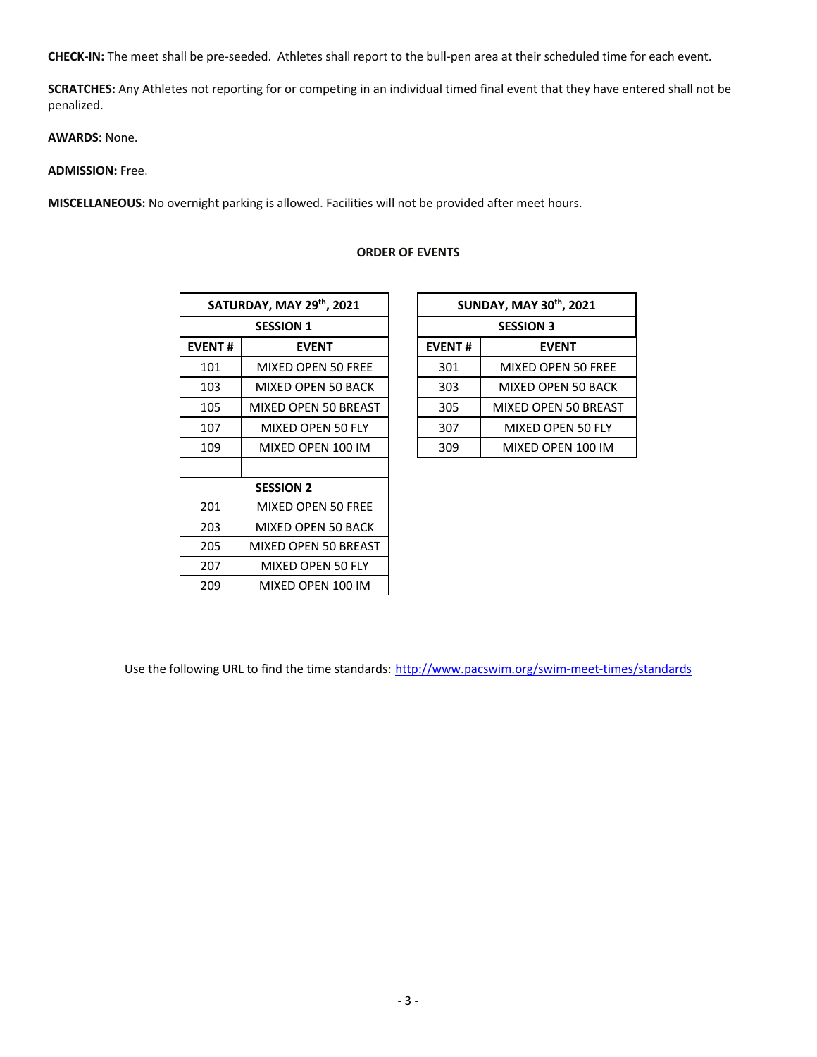**CHECK-IN:** The meet shall be pre-seeded. Athletes shall report to the bull-pen area at their scheduled time for each event.

**SCRATCHES:** Any Athletes not reporting for or competing in an individual timed final event that they have entered shall not be penalized.

**AWARDS:** None.

**ADMISSION:** Free.

**MISCELLANEOUS:** No overnight parking is allowed. Facilities will not be provided after meet hours.

**ORDER OF EVENTS**

| SATURDAY, MAY 29th, 2021 | |
|---|---|
| **SESSION 1** | |
| **EVENT #** | **EVENT** |
| 101 | MIXED OPEN 50 FREE |
| 103 | MIXED OPEN 50 BACK |
| 105 | MIXED OPEN 50 BREAST |
| 107 | MIXED OPEN 50 FLY |
| 109 | MIXED OPEN 100 IM |
| | |
| **SESSION 2** | |
| 201 | MIXED OPEN 50 FREE |
| 203 | MIXED OPEN 50 BACK |
| 205 | MIXED OPEN 50 BREAST |
| 207 | MIXED OPEN 50 FLY |
| 209 | MIXED OPEN 100 IM |

| SUNDAY, MAY 30th, 2021 | |
|---|---|
| **SESSION 3** | |
| **EVENT #** | **EVENT** |
| 301 | MIXED OPEN 50 FREE |
| 303 | MIXED OPEN 50 BACK |
| 305 | MIXED OPEN 50 BREAST |
| 307 | MIXED OPEN 50 FLY |
| 309 | MIXED OPEN 100 IM |

Use the following URL to find the time standards: http://www.pacswim.org/swim-meet-times/standards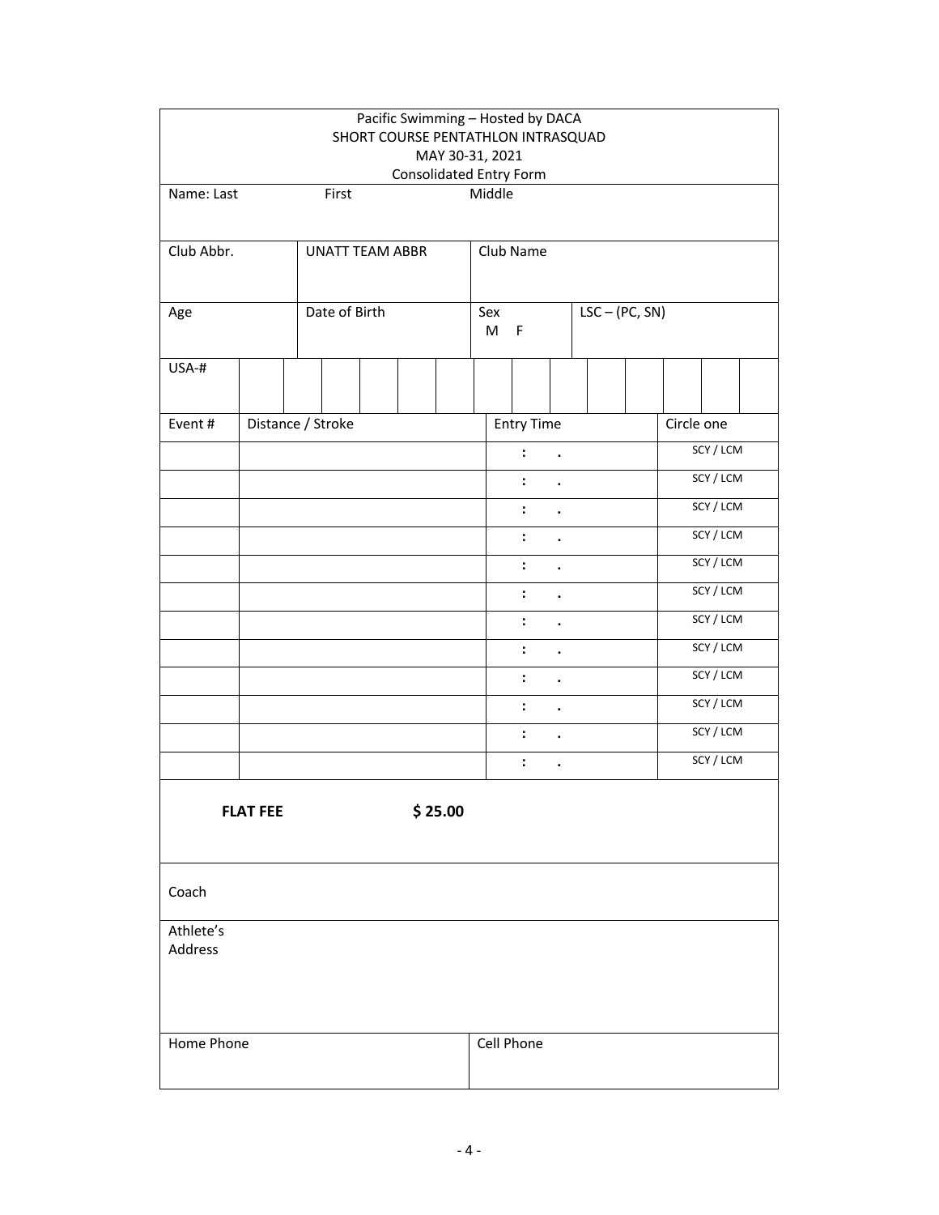Pacific Swimming – Hosted by DACA
SHORT COURSE PENTATHLON INTRASQUAD
MAY 30-31, 2021
Consolidated Entry Form

| Name: Last | First | Middle |
|---|---|---|
| | | |

| Club Abbr. | UNATT TEAM ABBR | Club Name |
|---|---|---|
| | | |

| Age | Date of Birth | Sex M F | LSC – (PC, SN) |
|---|---|---|---|
| | | | |

| USA-# | | | | | | | | | | | | | | |
|---|---|---|---|---|---|---|---|---|---|---|---|---|---|---|
| | | | | | | | | | | | | | | |

| Event # | Distance / Stroke | Entry Time | Circle one |
|---|---|---|---|
| | | : . | SCY / LCM |
| | | : . | SCY / LCM |
| | | : . | SCY / LCM |
| | | : . | SCY / LCM |
| | | : . | SCY / LCM |
| | | : . | SCY / LCM |
| | | : . | SCY / LCM |
| | | : . | SCY / LCM |
| | | : . | SCY / LCM |
| | | : . | SCY / LCM |
| | | : . | SCY / LCM |
| | | : . | SCY / LCM |

**FLAT FEE** **$ 25.00**

Coach

Athlete's Address

| Home Phone | Cell Phone |
|---|---|
| | |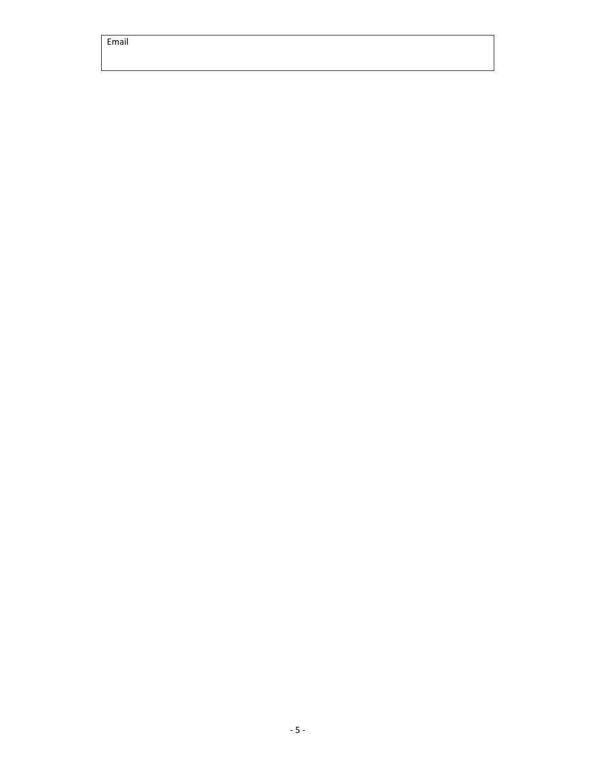| Email |
| --- |
| |